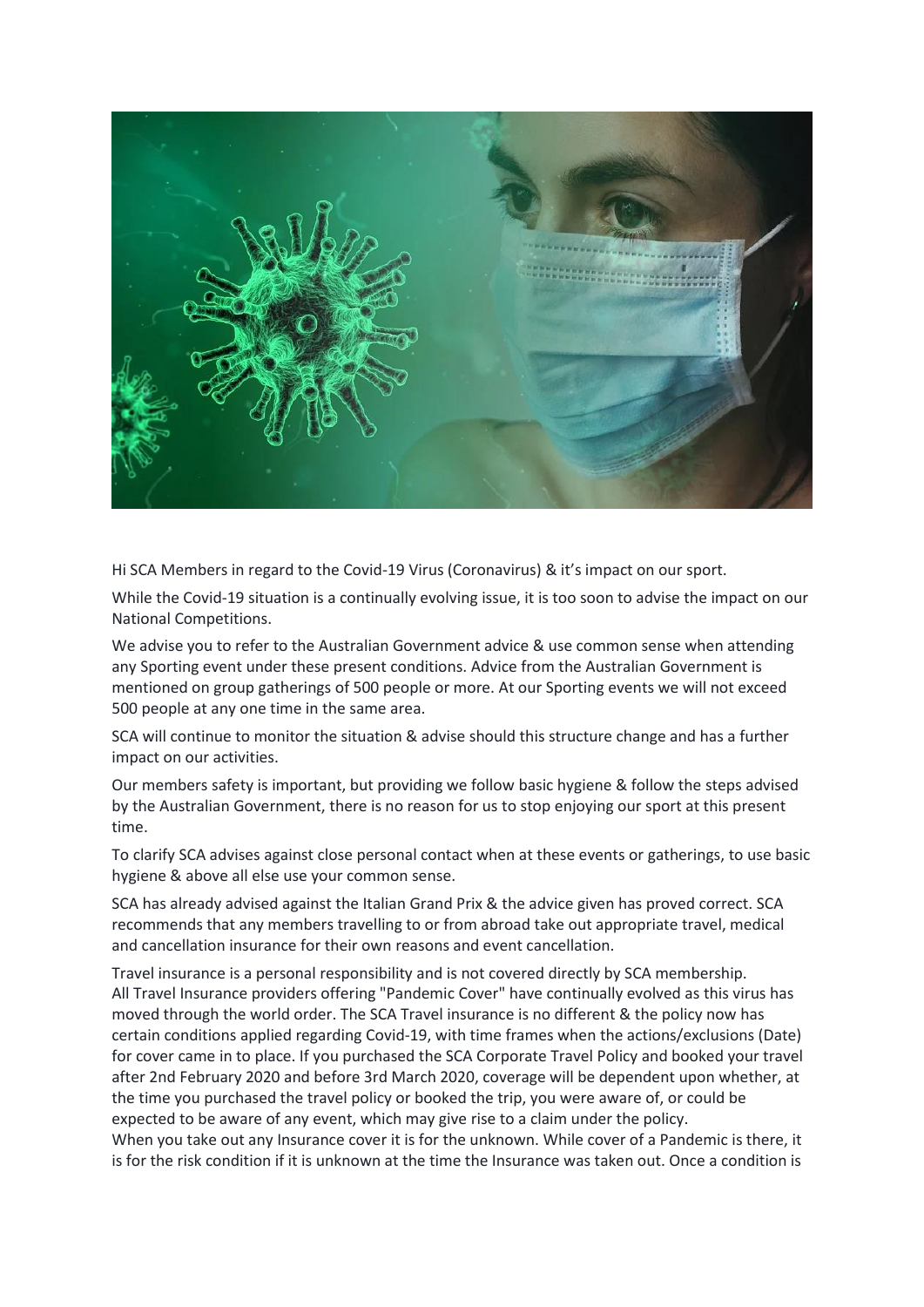Hi SCA Members in regard to the Covid-19 Virus (Coronavirus) & it's impact on our sport.

While the Covid-19 situation is a continually evolving issue, it is too soon to advise the impact on our National Competitions.

We advise you to refer to the Australian Government advice & use common sense when attending any Sporting event under these present conditions. Advice from the Australian Government is mentioned on group gatherings of 500 people or more. At our Sporting events we will not exceed 500 people at any one time in the same area.

SCA will continue to monitor the situation & advise should this structure change and has a further impact on our activities.

Our members safety is important, but providing we follow basic hygiene & follow the steps advised by the Australian Government, there is no reason for us to stop enjoying our sport at this present time.

To clarify SCA advises against close personal contact when at these events or gatherings, to use basic hygiene & above all else use your common sense.

SCA has already advised against the Italian Grand Prix & the advice given has proved correct. SCA recommends that any members travelling to or from abroad take out appropriate travel, medical and cancellation insurance for their own reasons and event cancellation.

Travel insurance is a personal responsibility and is not covered directly by SCA membership. All Travel Insurance providers offering "Pandemic Cover" have continually evolved as this virus has moved through the world order. The SCA Travel insurance is no different & the policy now has certain conditions applied regarding Covid-19, with time frames when the actions/exclusions (Date) for cover came in to place. If you purchased the SCA Corporate Travel Policy and booked your travel after 2nd February 2020 and before 3rd March 2020, coverage will be dependent upon whether, at the time you purchased the travel policy or booked the trip, you were aware of, or could be expected to be aware of any event, which may give rise to a claim under the policy.
When you take out any Insurance cover it is for the unknown. While cover of a Pandemic is there, it is for the risk condition if it is unknown at the time the Insurance was taken out. Once a condition is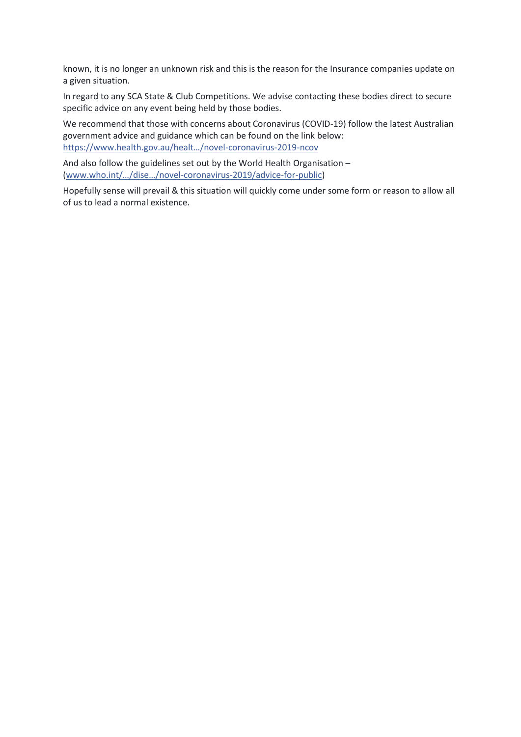known, it is no longer an unknown risk and this is the reason for the Insurance companies update on a given situation.

In regard to any SCA State & Club Competitions. We advise contacting these bodies direct to secure specific advice on any event being held by those bodies.

We recommend that those with concerns about Coronavirus (COVID-19) follow the latest Australian government advice and guidance which can be found on the link below:
https://www.health.gov.au/healt…/novel-coronavirus-2019-ncov

And also follow the guidelines set out by the World Health Organisation – (www.who.int/…/dise…/novel-coronavirus-2019/advice-for-public)

Hopefully sense will prevail & this situation will quickly come under some form or reason to allow all of us to lead a normal existence.